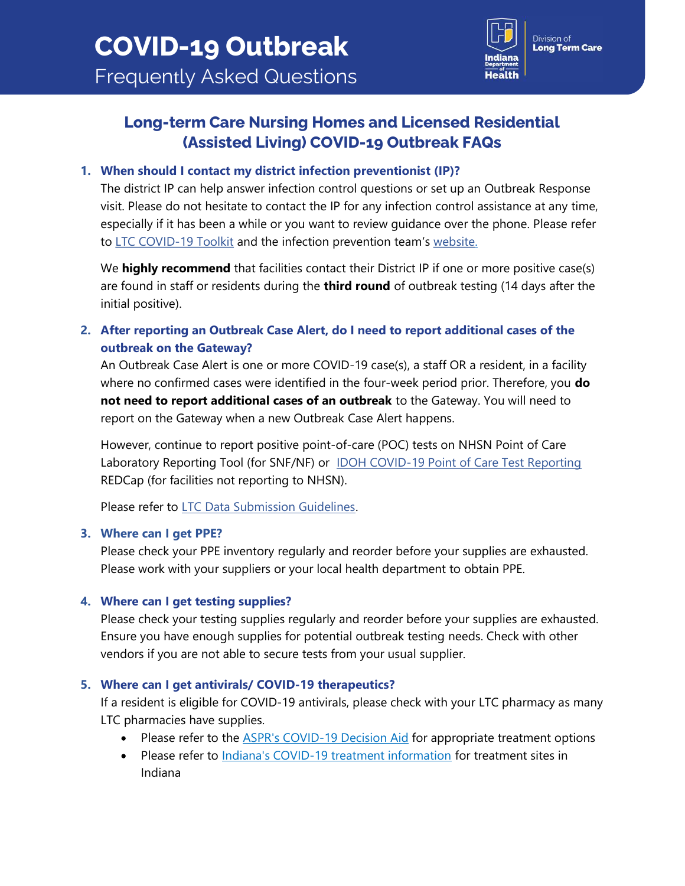# COVID-19 Outbreak

Frequently Asked Questions

Division of Long Term Care

## Long-term Care Nursing Homes and Licensed Residential (Assisted Living) COVID-19 Outbreak FAQs

1. **When should I contact my district infection preventionist (IP)?**

   The district IP can help answer infection control questions or set up an Outbreak Response visit. Please do not hesitate to contact the IP for any infection control assistance at any time, especially if it has been a while or you want to review guidance over the phone. Please refer to LTC COVID-19 Toolkit and the infection prevention team's website.

   We **highly recommend** that facilities contact their District IP if one or more positive case(s) are found in staff or residents during the **third round** of outbreak testing (14 days after the initial positive).

2. **After reporting an Outbreak Case Alert, do I need to report additional cases of the outbreak on the Gateway?**

   An Outbreak Case Alert is one or more COVID-19 case(s), a staff OR a resident, in a facility where no confirmed cases were identified in the four-week period prior. Therefore, you **do not need to report additional cases of an outbreak** to the Gateway. You will need to report on the Gateway when a new Outbreak Case Alert happens.

   However, continue to report positive point-of-care (POC) tests on NHSN Point of Care Laboratory Reporting Tool (for SNF/NF) or IDOH COVID-19 Point of Care Test Reporting REDCap (for facilities not reporting to NHSN).

   Please refer to LTC Data Submission Guidelines.

3. **Where can I get PPE?**

   Please check your PPE inventory regularly and reorder before your supplies are exhausted. Please work with your suppliers or your local health department to obtain PPE.

4. **Where can I get testing supplies?**

   Please check your testing supplies regularly and reorder before your supplies are exhausted. Ensure you have enough supplies for potential outbreak testing needs. Check with other vendors if you are not able to secure tests from your usual supplier.

5. **Where can I get antivirals/ COVID-19 therapeutics?**

   If a resident is eligible for COVID-19 antivirals, please check with your LTC pharmacy as many LTC pharmacies have supplies.

   - Please refer to the ASPR's COVID-19 Decision Aid for appropriate treatment options
   - Please refer to Indiana's COVID-19 treatment information for treatment sites in Indiana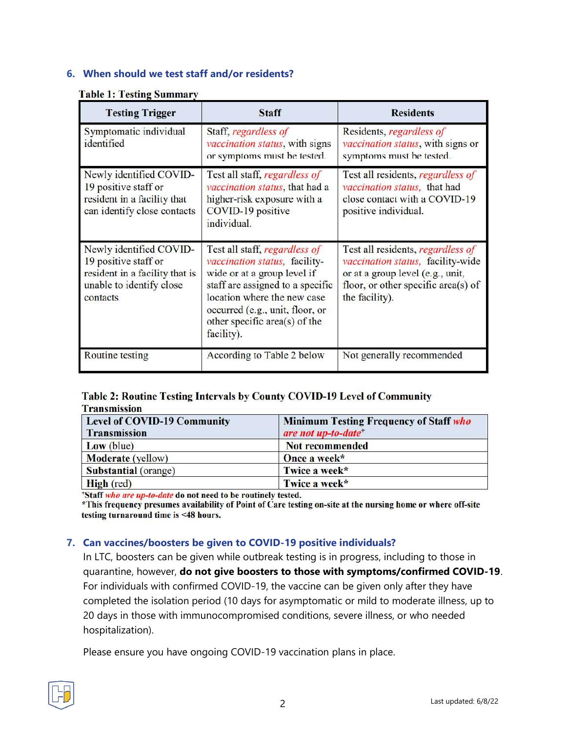## 6. When should we test staff and/or residents?

**Table 1: Testing Summary**

| Testing Trigger | Staff | Residents |
|---|---|---|
| Symptomatic individual identified | Staff, *regardless of vaccination status*, with signs or symptoms must be tested. | Residents, *regardless of vaccination status*, with signs or symptoms must be tested. |
| Newly identified COVID-19 positive staff or resident in a facility that can identify close contacts | Test all staff, *regardless of vaccination status*, that had a higher-risk exposure with a COVID-19 positive individual. | Test all residents, *regardless of vaccination status*, that had close contact with a COVID-19 positive individual. |
| Newly identified COVID-19 positive staff or resident in a facility that is unable to identify close contacts | Test all staff, *regardless of vaccination status*, facility-wide or at a group level if staff are assigned to a specific location where the new case occurred (e.g., unit, floor, or other specific area(s) of the facility). | Test all residents, *regardless of vaccination status*, facility-wide or at a group level (e.g., unit, floor, or other specific area(s) of the facility). |
| Routine testing | According to Table 2 below | Not generally recommended |

**Table 2: Routine Testing Intervals by County COVID-19 Level of Community Transmission**

| Level of COVID-19 Community Transmission | Minimum Testing Frequency of Staff *who are not up-to-date*[+] |
|---|---|
| **Low** (blue) | **Not recommended** |
| **Moderate** (yellow) | **Once a week*** |
| **Substantial** (orange) | **Twice a week*** |
| **High** (red) | **Twice a week*** |

[+]**Staff** ***who are up-to-date*** **do not need to be routinely tested.**
***This frequency presumes availability of Point of Care testing on-site at the nursing home or where off-site testing turnaround time is <48 hours.**

## 7. Can vaccines/boosters be given to COVID-19 positive individuals?

In LTC, boosters can be given while outbreak testing is in progress, including to those in quarantine, however, **do not give boosters to those with symptoms/confirmed COVID-19**. For individuals with confirmed COVID-19, the vaccine can be given only after they have completed the isolation period (10 days for asymptomatic or mild to moderate illness, up to 20 days in those with immunocompromised conditions, severe illness, or who needed hospitalization).

Please ensure you have ongoing COVID-19 vaccination plans in place.

Last updated: 6/8/22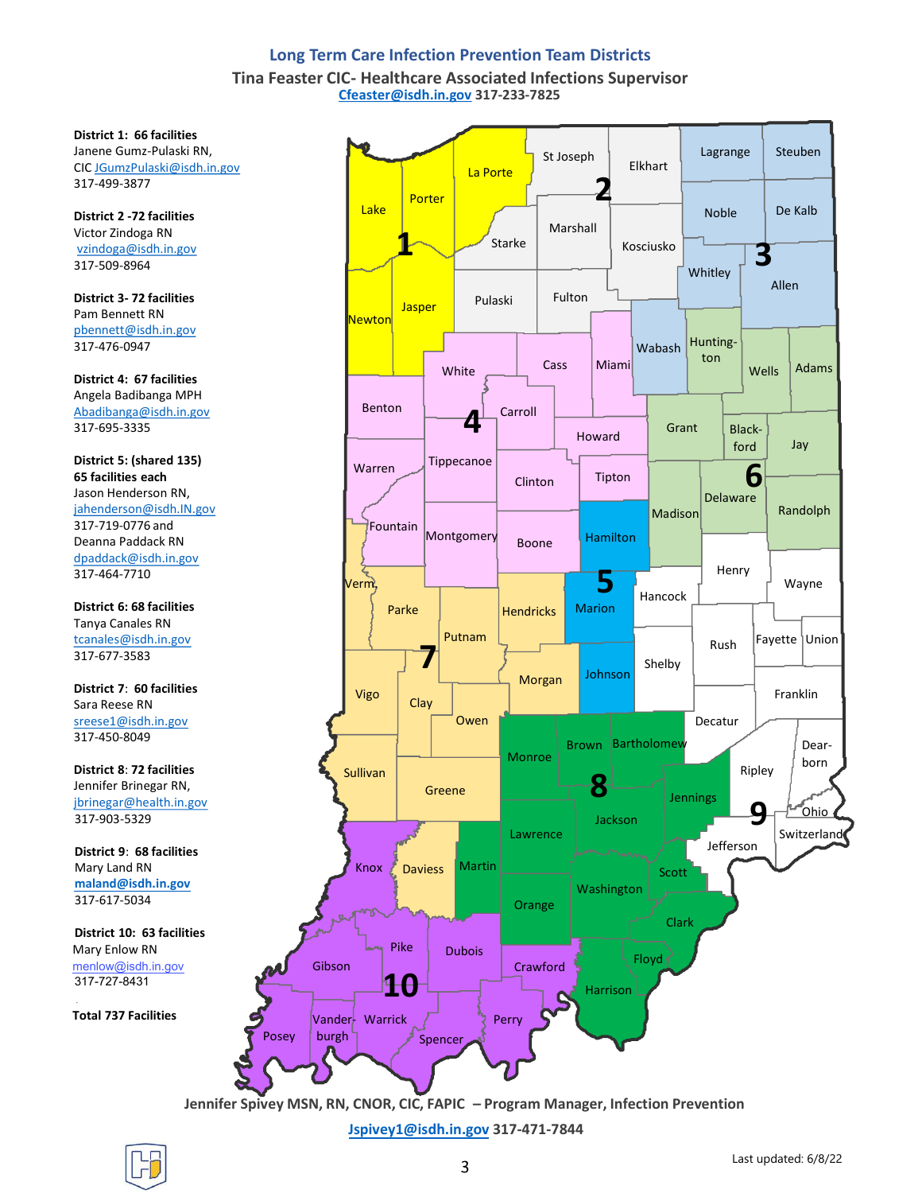# Long Term Care Infection Prevention Team Districts

**Tina Feaster CIC- Healthcare Associated Infections Supervisor**

**Cfeaster@isdh.in.gov 317-233-7825**

**District 1: 66 facilities**
Janene Gumz-Pulaski RN, CIC JGumzPulaski@isdh.in.gov
317-499-3877

**District 2 -72 facilities**
Victor Zindoga RN
vzindoga@isdh.in.gov
317-509-8964

**District 3- 72 facilities**
Pam Bennett RN
pbennett@isdh.in.gov
317-476-0947

**District 4: 67 facilities**
Angela Badibanga MPH
Abadibanga@isdh.in.gov
317-695-3335

**District 5: (shared 135)**
**65 facilities each**
Jason Henderson RN,
jahenderson@isdh.IN.gov
317-719-0776 and
Deanna Paddack RN
dpaddack@isdh.in.gov
317-464-7710

**District 6: 68 facilities**
Tanya Canales RN
tcanales@isdh.in.gov
317-677-3583

**District 7: 60 facilities**
Sara Reese RN
sreese1@isdh.in.gov
317-450-8049

**District 8: 72 facilities**
Jennifer Brinegar RN,
jbrinegar@health.in.gov
317-903-5329

**District 9: 68 facilities**
Mary Land RN
**maland@isdh.in.gov**
317-617-5034

**District 10: 63 facilities**
Mary Enlow RN
menlow@isdh.in.gov
317-727-8431

**Total 737 Facilities**

1
Lake
Porter
La Porte
Newton
Jasper

2
St Joseph
Elkhart
Starke
Marshall
Kosciusko
Pulaski
Fulton

3
Lagrange
Steuben
Noble
De Kalb
Whitley
Allen
Wabash

4
White
Cass
Miami
Benton
Carroll
Howard
Warren
Tippecanoe
Clinton
Tipton
Fountain
Montgomery
Boone

5
Hamilton
Marion
Johnson

6
Hunting-ton
Wells
Adams
Grant
Black-ford
Jay
Madison
Delaware
Randolph

7
Verm.
Parke
Putnam
Hendricks
Vigo
Clay
Morgan
Owen
Sullivan
Greene
Daviess

8
Monroe
Brown
Bartholomew
Jennings
Jackson
Lawrence
Martin
Washington
Scott
Orange
Clark
Floyd
Harrison

9
Henry
Wayne
Hancock
Rush
Fayette
Union
Shelby
Franklin
Decatur
Ripley
Dear-born
Ohio
Switzerland
Jefferson

10
Knox
Pike
Dubois
Gibson
Crawford
Posey
Vander-burgh
Warrick
Spencer
Perry

**Jennifer Spivey MSN, RN, CNOR, CIC, FAPIC – Program Manager, Infection Prevention**

**Jspivey1@isdh.in.gov 317-471-7844**

Last updated: 6/8/22